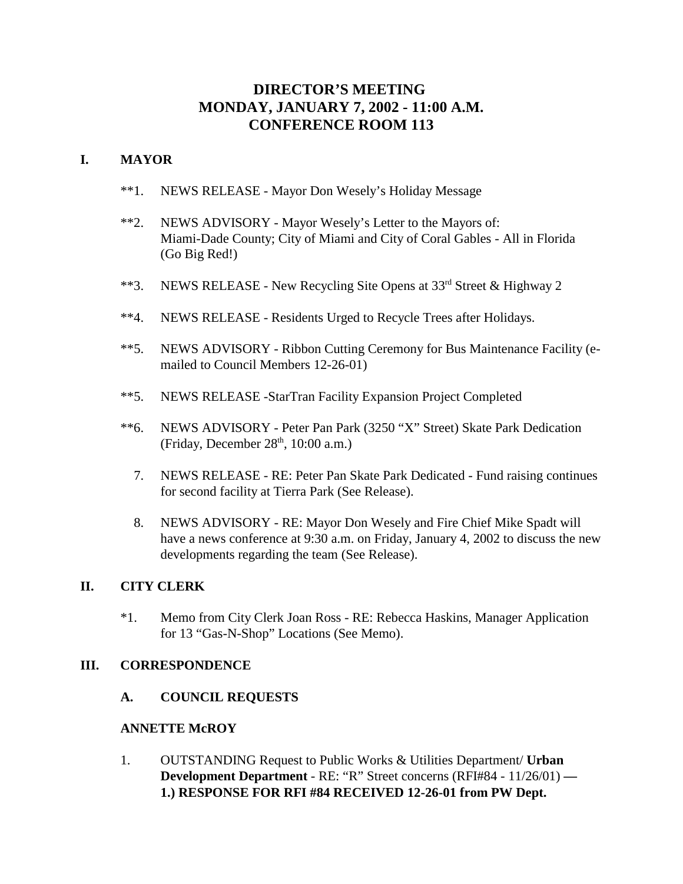# DIRECTOR'S MEETING
# MONDAY, JANUARY 7, 2002 - 11:00 A.M.
# CONFERENCE ROOM 113

## I. MAYOR

**1. NEWS RELEASE - Mayor Don Wesely's Holiday Message

**2. NEWS ADVISORY - Mayor Wesely's Letter to the Mayors of: Miami-Dade County; City of Miami and City of Coral Gables - All in Florida (Go Big Red!)

**3. NEWS RELEASE - New Recycling Site Opens at 33rd Street & Highway 2

**4. NEWS RELEASE - Residents Urged to Recycle Trees after Holidays.

**5. NEWS ADVISORY - Ribbon Cutting Ceremony for Bus Maintenance Facility (e-mailed to Council Members 12-26-01)

**5. NEWS RELEASE -StarTran Facility Expansion Project Completed

**6. NEWS ADVISORY - Peter Pan Park (3250 "X" Street) Skate Park Dedication (Friday, December 28th, 10:00 a.m.)

7. NEWS RELEASE - RE: Peter Pan Skate Park Dedicated - Fund raising continues for second facility at Tierra Park (See Release).

8. NEWS ADVISORY - RE: Mayor Don Wesely and Fire Chief Mike Spadt will have a news conference at 9:30 a.m. on Friday, January 4, 2002 to discuss the new developments regarding the team (See Release).

## II. CITY CLERK

*1. Memo from City Clerk Joan Ross - RE: Rebecca Haskins, Manager Application for 13 "Gas-N-Shop" Locations (See Memo).

## III. CORRESPONDENCE

### A. COUNCIL REQUESTS

#### ANNETTE McROY

1. OUTSTANDING Request to Public Works & Utilities Department/ **Urban Development Department** - RE: "R" Street concerns (RFI#84 - 11/26/01) **— 1.) RESPONSE FOR RFI #84 RECEIVED 12-26-01 from PW Dept.**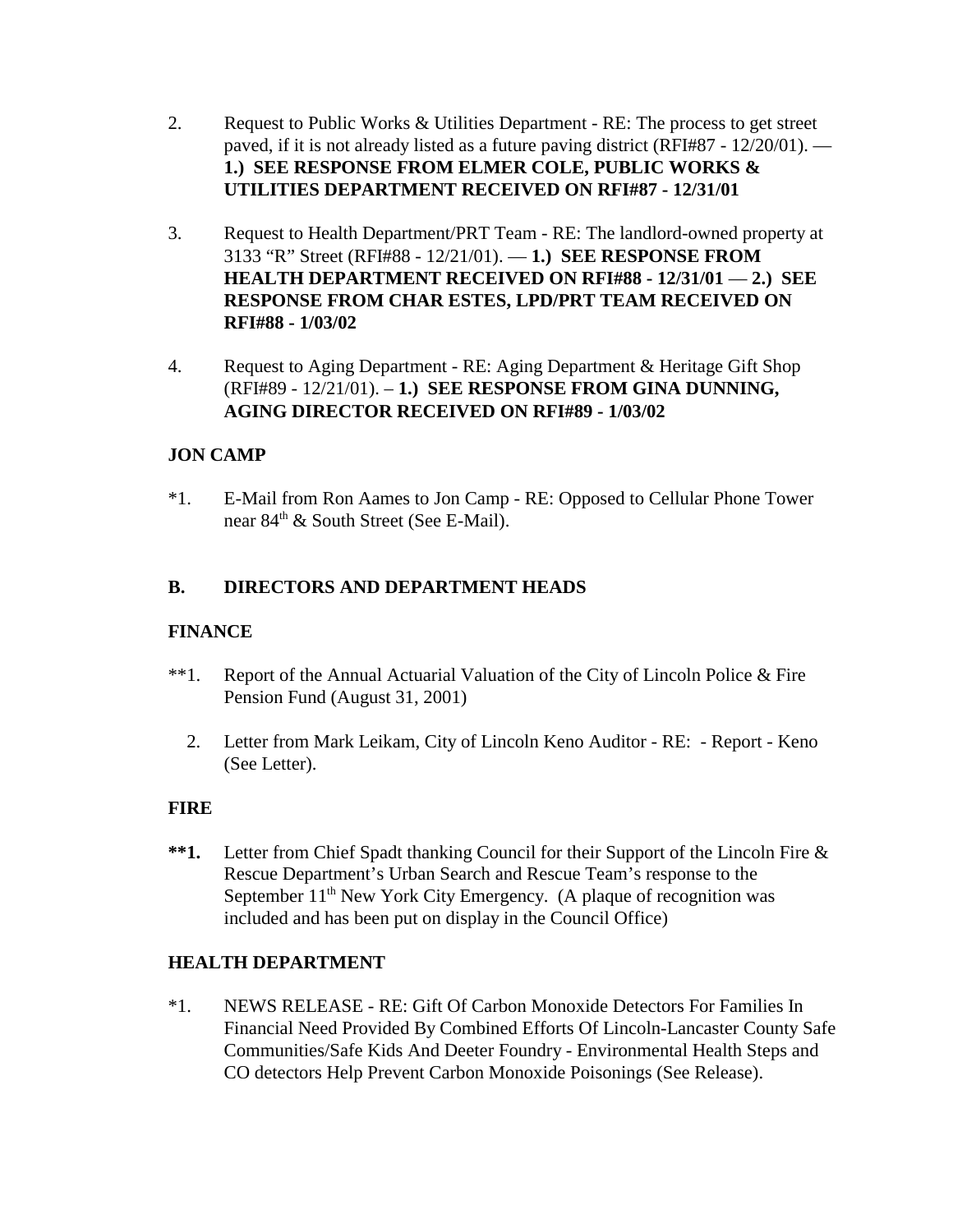2. Request to Public Works & Utilities Department - RE: The process to get street paved, if it is not already listed as a future paving district (RFI#87 - 12/20/01). — **1.) SEE RESPONSE FROM ELMER COLE, PUBLIC WORKS & UTILITIES DEPARTMENT RECEIVED ON RFI#87 - 12/31/01**

3. Request to Health Department/PRT Team - RE: The landlord-owned property at 3133 "R" Street (RFI#88 - 12/21/01). — **1.) SEE RESPONSE FROM HEALTH DEPARTMENT RECEIVED ON RFI#88 - 12/31/01** — **2.) SEE RESPONSE FROM CHAR ESTES, LPD/PRT TEAM RECEIVED ON RFI#88 - 1/03/02**

4. Request to Aging Department - RE: Aging Department & Heritage Gift Shop (RFI#89 - 12/21/01). – **1.) SEE RESPONSE FROM GINA DUNNING, AGING DIRECTOR RECEIVED ON RFI#89 - 1/03/02**

**JON CAMP**

*1. E-Mail from Ron Aames to Jon Camp - RE: Opposed to Cellular Phone Tower near 84th & South Street (See E-Mail).

**B. DIRECTORS AND DEPARTMENT HEADS**

**FINANCE**

**1. Report of the Annual Actuarial Valuation of the City of Lincoln Police & Fire Pension Fund (August 31, 2001)

2. Letter from Mark Leikam, City of Lincoln Keno Auditor - RE: - Report - Keno (See Letter).

**FIRE**

****1.** Letter from Chief Spadt thanking Council for their Support of the Lincoln Fire & Rescue Department's Urban Search and Rescue Team's response to the September 11th New York City Emergency. (A plaque of recognition was included and has been put on display in the Council Office)

**HEALTH DEPARTMENT**

*1. NEWS RELEASE - RE: Gift Of Carbon Monoxide Detectors For Families In Financial Need Provided By Combined Efforts Of Lincoln-Lancaster County Safe Communities/Safe Kids And Deeter Foundry - Environmental Health Steps and CO detectors Help Prevent Carbon Monoxide Poisonings (See Release).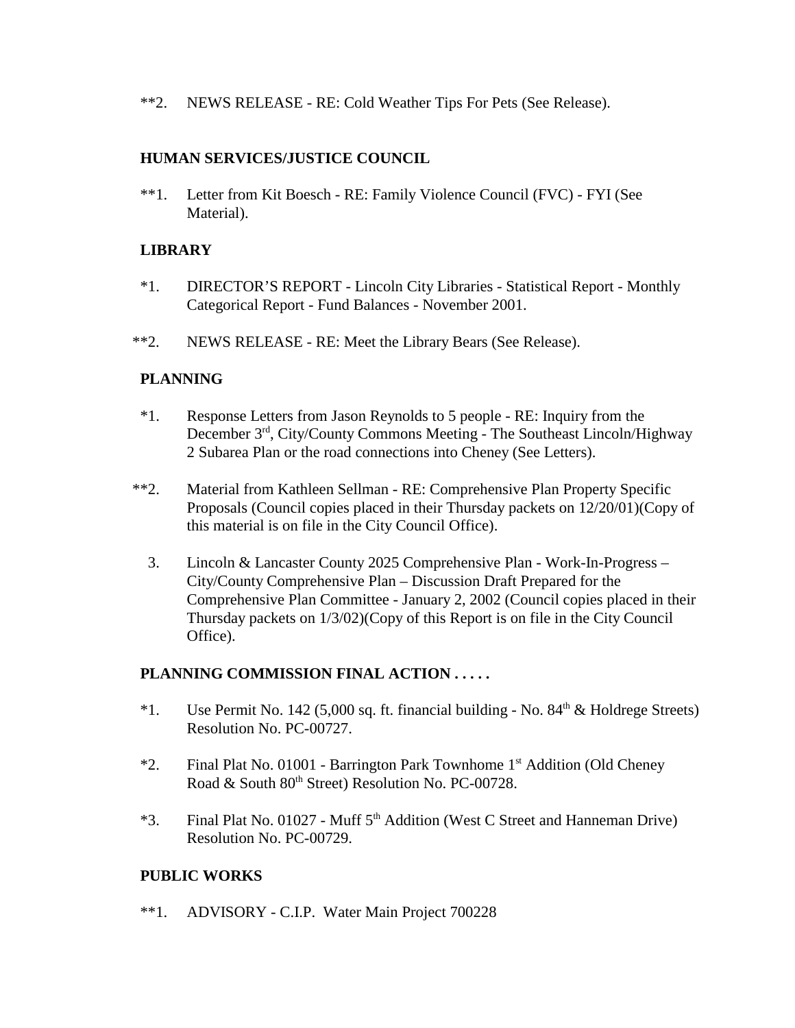**2. NEWS RELEASE - RE: Cold Weather Tips For Pets (See Release).

**HUMAN SERVICES/JUSTICE COUNCIL**

**1. Letter from Kit Boesch - RE: Family Violence Council (FVC) - FYI (See Material).

**LIBRARY**

*1. DIRECTOR'S REPORT - Lincoln City Libraries - Statistical Report - Monthly Categorical Report - Fund Balances - November 2001.

**2. NEWS RELEASE - RE: Meet the Library Bears (See Release).

**PLANNING**

*1. Response Letters from Jason Reynolds to 5 people - RE: Inquiry from the December 3rd, City/County Commons Meeting - The Southeast Lincoln/Highway 2 Subarea Plan or the road connections into Cheney (See Letters).

**2. Material from Kathleen Sellman - RE: Comprehensive Plan Property Specific Proposals (Council copies placed in their Thursday packets on 12/20/01)(Copy of this material is on file in the City Council Office).

3. Lincoln & Lancaster County 2025 Comprehensive Plan - Work-In-Progress – City/County Comprehensive Plan – Discussion Draft Prepared for the Comprehensive Plan Committee - January 2, 2002 (Council copies placed in their Thursday packets on 1/3/02)(Copy of this Report is on file in the City Council Office).

**PLANNING COMMISSION FINAL ACTION . . . . .**

*1. Use Permit No. 142 (5,000 sq. ft. financial building - No. 84th & Holdrege Streets) Resolution No. PC-00727.

*2. Final Plat No. 01001 - Barrington Park Townhome 1st Addition (Old Cheney Road & South 80th Street) Resolution No. PC-00728.

*3. Final Plat No. 01027 - Muff 5th Addition (West C Street and Hanneman Drive) Resolution No. PC-00729.

**PUBLIC WORKS**

**1. ADVISORY - C.I.P. Water Main Project 700228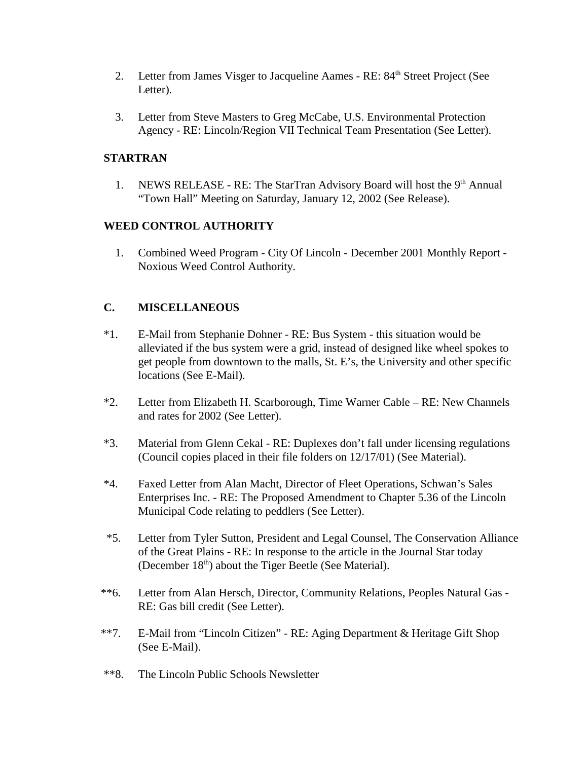2. Letter from James Visger to Jacqueline Aames - RE: 84th Street Project (See Letter).

3. Letter from Steve Masters to Greg McCabe, U.S. Environmental Protection Agency - RE: Lincoln/Region VII Technical Team Presentation (See Letter).

**STARTRAN**

1. NEWS RELEASE - RE: The StarTran Advisory Board will host the 9th Annual "Town Hall" Meeting on Saturday, January 12, 2002 (See Release).

**WEED CONTROL AUTHORITY**

1. Combined Weed Program - City Of Lincoln - December 2001 Monthly Report - Noxious Weed Control Authority.

**C. MISCELLANEOUS**

*1. E-Mail from Stephanie Dohner - RE: Bus System - this situation would be alleviated if the bus system were a grid, instead of designed like wheel spokes to get people from downtown to the malls, St. E's, the University and other specific locations (See E-Mail).

*2. Letter from Elizabeth H. Scarborough, Time Warner Cable – RE: New Channels and rates for 2002 (See Letter).

*3. Material from Glenn Cekal - RE: Duplexes don't fall under licensing regulations (Council copies placed in their file folders on 12/17/01) (See Material).

*4. Faxed Letter from Alan Macht, Director of Fleet Operations, Schwan's Sales Enterprises Inc. - RE: The Proposed Amendment to Chapter 5.36 of the Lincoln Municipal Code relating to peddlers (See Letter).

*5. Letter from Tyler Sutton, President and Legal Counsel, The Conservation Alliance of the Great Plains - RE: In response to the article in the Journal Star today (December 18th) about the Tiger Beetle (See Material).

**6. Letter from Alan Hersch, Director, Community Relations, Peoples Natural Gas - RE: Gas bill credit (See Letter).

**7. E-Mail from "Lincoln Citizen" - RE: Aging Department & Heritage Gift Shop (See E-Mail).

**8. The Lincoln Public Schools Newsletter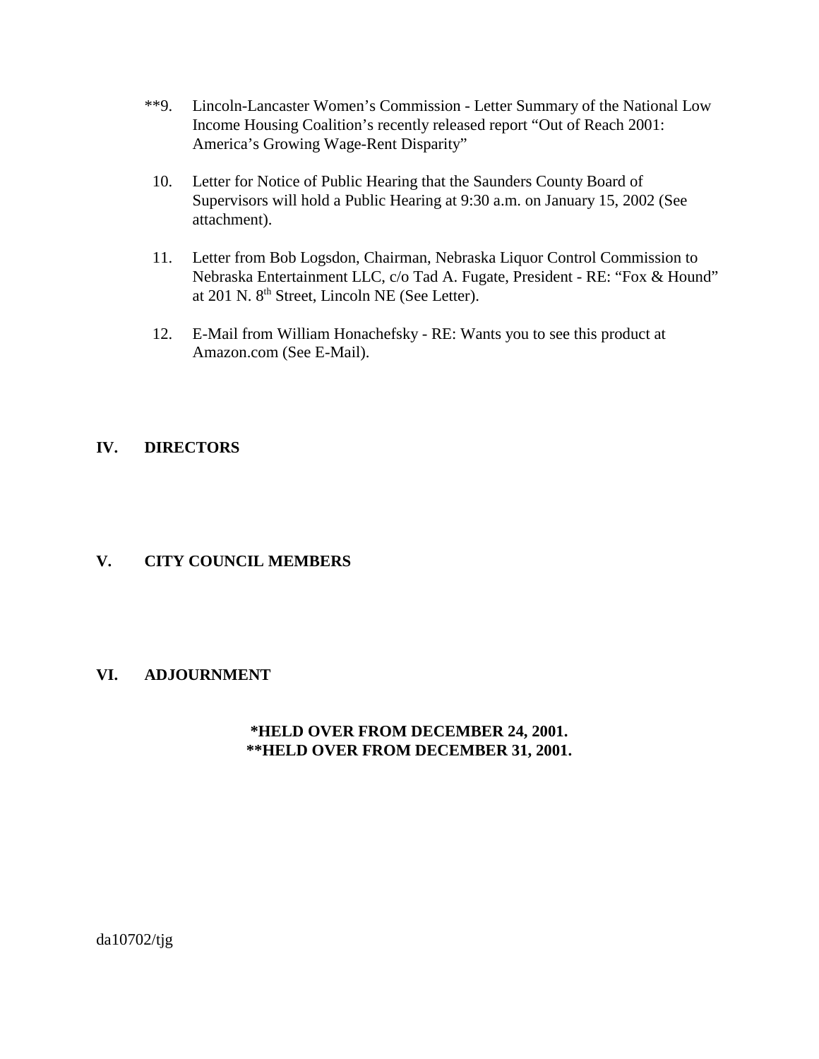**9. Lincoln-Lancaster Women's Commission - Letter Summary of the National Low Income Housing Coalition's recently released report "Out of Reach 2001: America's Growing Wage-Rent Disparity"

10. Letter for Notice of Public Hearing that the Saunders County Board of Supervisors will hold a Public Hearing at 9:30 a.m. on January 15, 2002 (See attachment).

11. Letter from Bob Logsdon, Chairman, Nebraska Liquor Control Commission to Nebraska Entertainment LLC, c/o Tad A. Fugate, President - RE: "Fox & Hound" at 201 N. 8th Street, Lincoln NE (See Letter).

12. E-Mail from William Honachefsky - RE: Wants you to see this product at Amazon.com (See E-Mail).

## IV. DIRECTORS

## V. CITY COUNCIL MEMBERS

## VI. ADJOURNMENT

**\*HELD OVER FROM DECEMBER 24, 2001.**
**\*\*HELD OVER FROM DECEMBER 31, 2001.**

da10702/tjg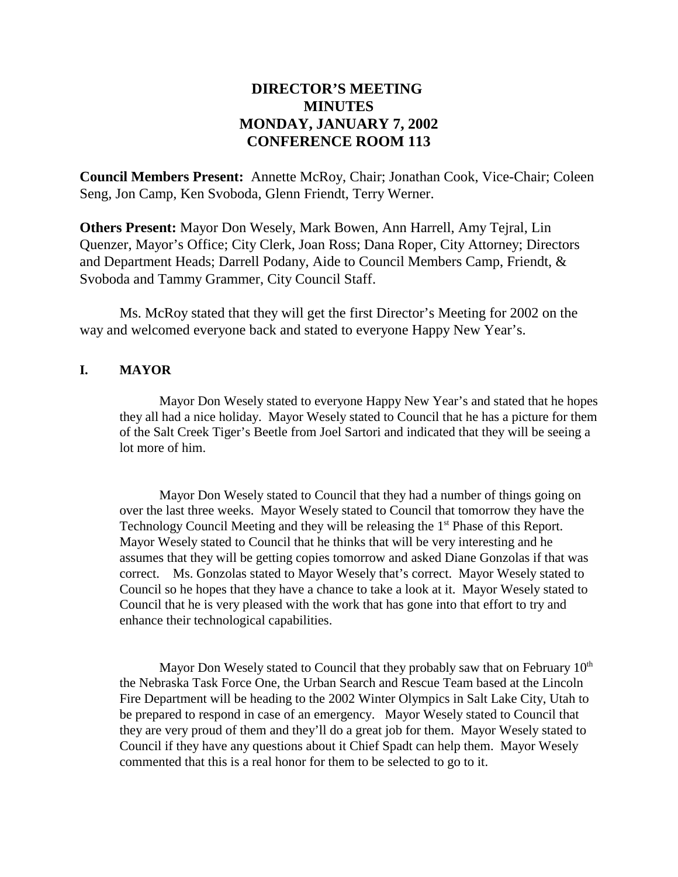# DIRECTOR'S MEETING
# MINUTES
# MONDAY, JANUARY 7, 2002
# CONFERENCE ROOM 113

**Council Members Present:** Annette McRoy, Chair; Jonathan Cook, Vice-Chair; Coleen Seng, Jon Camp, Ken Svoboda, Glenn Friendt, Terry Werner.

**Others Present:** Mayor Don Wesely, Mark Bowen, Ann Harrell, Amy Tejral, Lin Quenzer, Mayor's Office; City Clerk, Joan Ross; Dana Roper, City Attorney; Directors and Department Heads; Darrell Podany, Aide to Council Members Camp, Friendt, & Svoboda and Tammy Grammer, City Council Staff.

Ms. McRoy stated that they will get the first Director's Meeting for 2002 on the way and welcomed everyone back and stated to everyone Happy New Year's.

## I. MAYOR

Mayor Don Wesely stated to everyone Happy New Year's and stated that he hopes they all had a nice holiday. Mayor Wesely stated to Council that he has a picture for them of the Salt Creek Tiger's Beetle from Joel Sartori and indicated that they will be seeing a lot more of him.

Mayor Don Wesely stated to Council that they had a number of things going on over the last three weeks. Mayor Wesely stated to Council that tomorrow they have the Technology Council Meeting and they will be releasing the 1st Phase of this Report. Mayor Wesely stated to Council that he thinks that will be very interesting and he assumes that they will be getting copies tomorrow and asked Diane Gonzolas if that was correct. Ms. Gonzolas stated to Mayor Wesely that's correct. Mayor Wesely stated to Council so he hopes that they have a chance to take a look at it. Mayor Wesely stated to Council that he is very pleased with the work that has gone into that effort to try and enhance their technological capabilities.

Mayor Don Wesely stated to Council that they probably saw that on February 10th the Nebraska Task Force One, the Urban Search and Rescue Team based at the Lincoln Fire Department will be heading to the 2002 Winter Olympics in Salt Lake City, Utah to be prepared to respond in case of an emergency. Mayor Wesely stated to Council that they are very proud of them and they'll do a great job for them. Mayor Wesely stated to Council if they have any questions about it Chief Spadt can help them. Mayor Wesely commented that this is a real honor for them to be selected to go to it.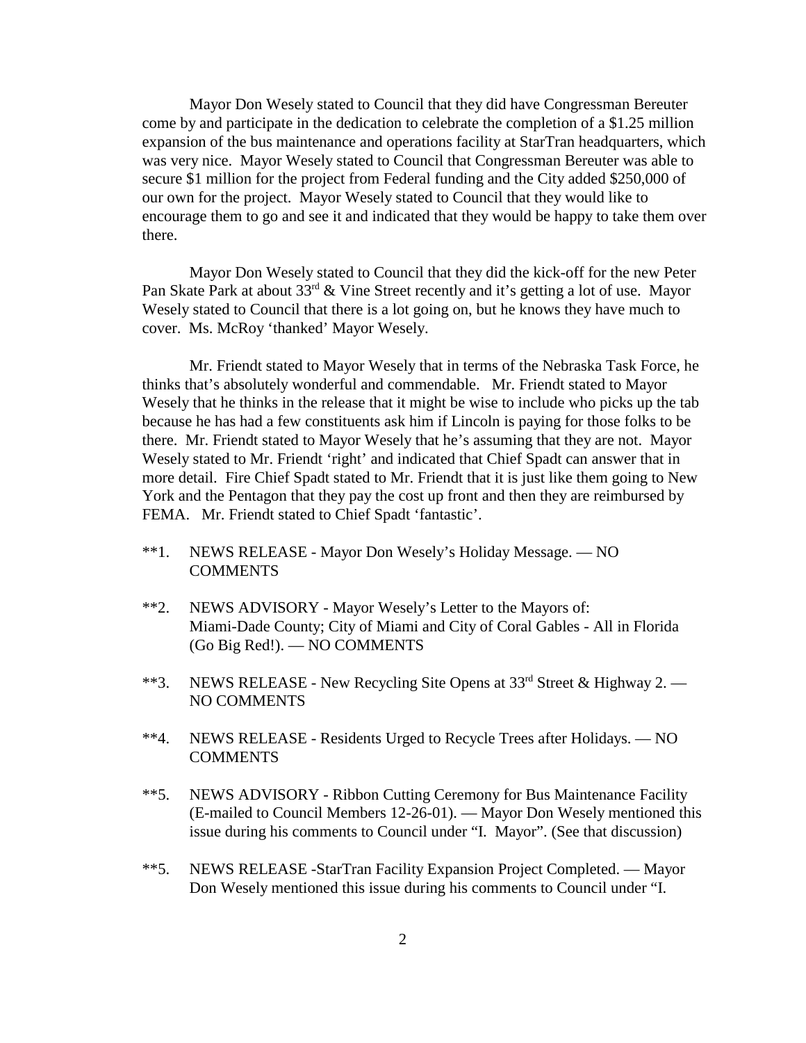Mayor Don Wesely stated to Council that they did have Congressman Bereuter come by and participate in the dedication to celebrate the completion of a $1.25 million expansion of the bus maintenance and operations facility at StarTran headquarters, which was very nice. Mayor Wesely stated to Council that Congressman Bereuter was able to secure $1 million for the project from Federal funding and the City added $250,000 of our own for the project. Mayor Wesely stated to Council that they would like to encourage them to go and see it and indicated that they would be happy to take them over there.

Mayor Don Wesely stated to Council that they did the kick-off for the new Peter Pan Skate Park at about 33rd & Vine Street recently and it's getting a lot of use. Mayor Wesely stated to Council that there is a lot going on, but he knows they have much to cover. Ms. McRoy 'thanked' Mayor Wesely.

Mr. Friendt stated to Mayor Wesely that in terms of the Nebraska Task Force, he thinks that's absolutely wonderful and commendable. Mr. Friendt stated to Mayor Wesely that he thinks in the release that it might be wise to include who picks up the tab because he has had a few constituents ask him if Lincoln is paying for those folks to be there. Mr. Friendt stated to Mayor Wesely that he's assuming that they are not. Mayor Wesely stated to Mr. Friendt 'right' and indicated that Chief Spadt can answer that in more detail. Fire Chief Spadt stated to Mr. Friendt that it is just like them going to New York and the Pentagon that they pay the cost up front and then they are reimbursed by FEMA. Mr. Friendt stated to Chief Spadt 'fantastic'.

**1. NEWS RELEASE - Mayor Don Wesely's Holiday Message. — NO COMMENTS

**2. NEWS ADVISORY - Mayor Wesely's Letter to the Mayors of: Miami-Dade County; City of Miami and City of Coral Gables - All in Florida (Go Big Red!). — NO COMMENTS

**3. NEWS RELEASE - New Recycling Site Opens at 33rd Street & Highway 2. — NO COMMENTS

**4. NEWS RELEASE - Residents Urged to Recycle Trees after Holidays. — NO COMMENTS

**5. NEWS ADVISORY - Ribbon Cutting Ceremony for Bus Maintenance Facility (E-mailed to Council Members 12-26-01). — Mayor Don Wesely mentioned this issue during his comments to Council under "I. Mayor". (See that discussion)

**5. NEWS RELEASE -StarTran Facility Expansion Project Completed. — Mayor Don Wesely mentioned this issue during his comments to Council under "I.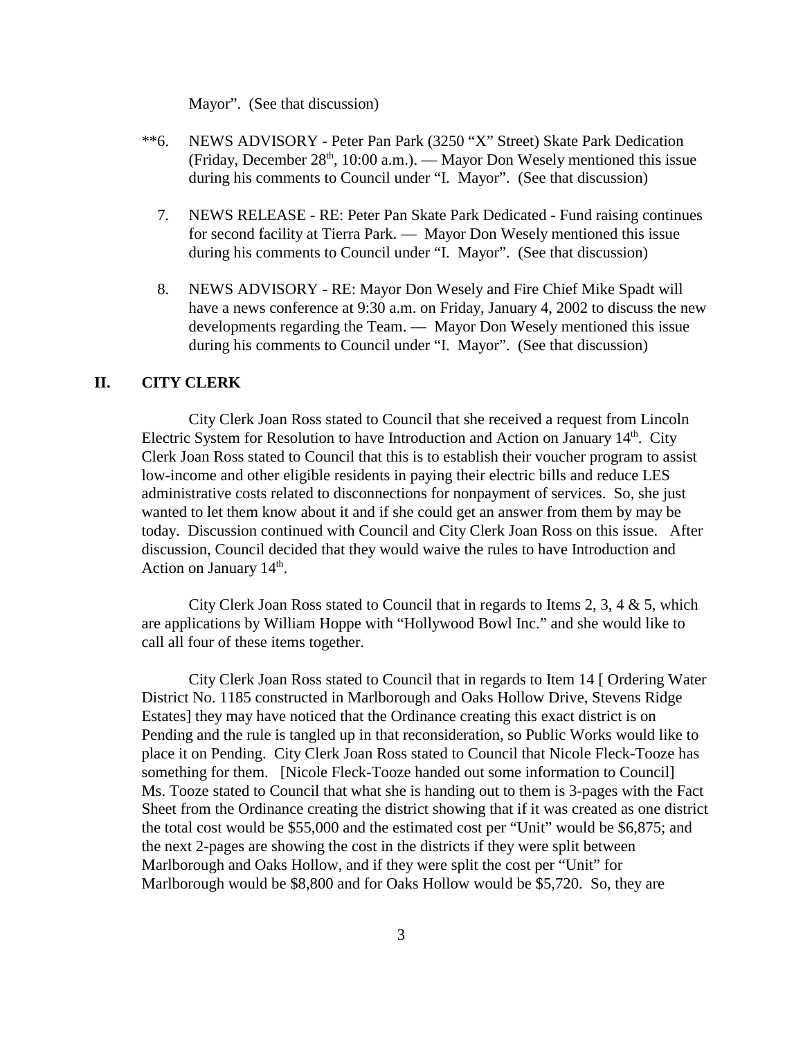Mayor". (See that discussion)

**6. NEWS ADVISORY - Peter Pan Park (3250 "X" Street) Skate Park Dedication (Friday, December 28th, 10:00 a.m.). — Mayor Don Wesely mentioned this issue during his comments to Council under "I. Mayor". (See that discussion)

7. NEWS RELEASE - RE: Peter Pan Skate Park Dedicated - Fund raising continues for second facility at Tierra Park. — Mayor Don Wesely mentioned this issue during his comments to Council under "I. Mayor". (See that discussion)

8. NEWS ADVISORY - RE: Mayor Don Wesely and Fire Chief Mike Spadt will have a news conference at 9:30 a.m. on Friday, January 4, 2002 to discuss the new developments regarding the Team. — Mayor Don Wesely mentioned this issue during his comments to Council under "I. Mayor". (See that discussion)

## II. CITY CLERK

City Clerk Joan Ross stated to Council that she received a request from Lincoln Electric System for Resolution to have Introduction and Action on January 14th. City Clerk Joan Ross stated to Council that this is to establish their voucher program to assist low-income and other eligible residents in paying their electric bills and reduce LES administrative costs related to disconnections for nonpayment of services. So, she just wanted to let them know about it and if she could get an answer from them by may be today. Discussion continued with Council and City Clerk Joan Ross on this issue. After discussion, Council decided that they would waive the rules to have Introduction and Action on January 14th.

City Clerk Joan Ross stated to Council that in regards to Items 2, 3, 4 & 5, which are applications by William Hoppe with "Hollywood Bowl Inc." and she would like to call all four of these items together.

City Clerk Joan Ross stated to Council that in regards to Item 14 [ Ordering Water District No. 1185 constructed in Marlborough and Oaks Hollow Drive, Stevens Ridge Estates] they may have noticed that the Ordinance creating this exact district is on Pending and the rule is tangled up in that reconsideration, so Public Works would like to place it on Pending. City Clerk Joan Ross stated to Council that Nicole Fleck-Tooze has something for them. [Nicole Fleck-Tooze handed out some information to Council] Ms. Tooze stated to Council that what she is handing out to them is 3-pages with the Fact Sheet from the Ordinance creating the district showing that if it was created as one district the total cost would be $55,000 and the estimated cost per "Unit" would be $6,875; and the next 2-pages are showing the cost in the districts if they were split between Marlborough and Oaks Hollow, and if they were split the cost per "Unit" for Marlborough would be $8,800 and for Oaks Hollow would be $5,720. So, they are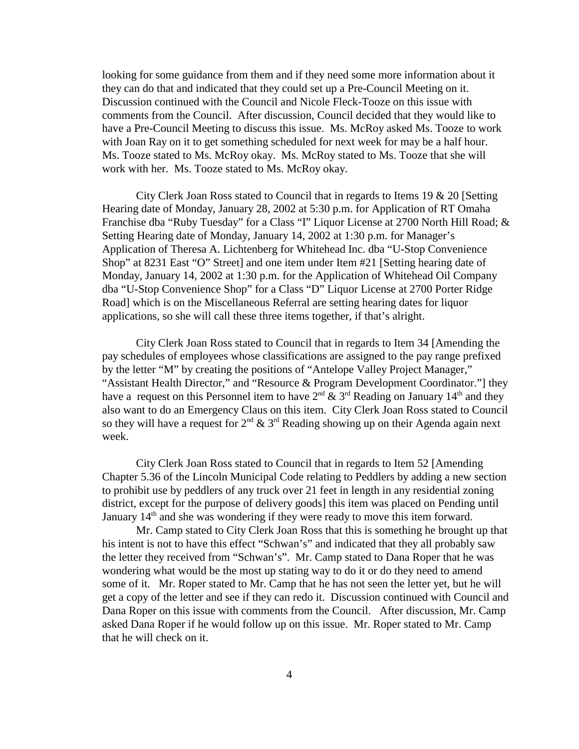looking for some guidance from them and if they need some more information about it they can do that and indicated that they could set up a Pre-Council Meeting on it. Discussion continued with the Council and Nicole Fleck-Tooze on this issue with comments from the Council. After discussion, Council decided that they would like to have a Pre-Council Meeting to discuss this issue. Ms. McRoy asked Ms. Tooze to work with Joan Ray on it to get something scheduled for next week for may be a half hour. Ms. Tooze stated to Ms. McRoy okay. Ms. McRoy stated to Ms. Tooze that she will work with her. Ms. Tooze stated to Ms. McRoy okay.

City Clerk Joan Ross stated to Council that in regards to Items 19 & 20 [Setting Hearing date of Monday, January 28, 2002 at 5:30 p.m. for Application of RT Omaha Franchise dba "Ruby Tuesday" for a Class "I" Liquor License at 2700 North Hill Road; & Setting Hearing date of Monday, January 14, 2002 at 1:30 p.m. for Manager's Application of Theresa A. Lichtenberg for Whitehead Inc. dba "U-Stop Convenience Shop" at 8231 East "O" Street] and one item under Item #21 [Setting hearing date of Monday, January 14, 2002 at 1:30 p.m. for the Application of Whitehead Oil Company dba "U-Stop Convenience Shop" for a Class "D" Liquor License at 2700 Porter Ridge Road] which is on the Miscellaneous Referral are setting hearing dates for liquor applications, so she will call these three items together, if that's alright.

City Clerk Joan Ross stated to Council that in regards to Item 34 [Amending the pay schedules of employees whose classifications are assigned to the pay range prefixed by the letter "M" by creating the positions of "Antelope Valley Project Manager," "Assistant Health Director," and "Resource & Program Development Coordinator."] they have a request on this Personnel item to have 2nd & 3rd Reading on January 14th and they also want to do an Emergency Claus on this item. City Clerk Joan Ross stated to Council so they will have a request for 2nd & 3rd Reading showing up on their Agenda again next week.

City Clerk Joan Ross stated to Council that in regards to Item 52 [Amending Chapter 5.36 of the Lincoln Municipal Code relating to Peddlers by adding a new section to prohibit use by peddlers of any truck over 21 feet in length in any residential zoning district, except for the purpose of delivery goods] this item was placed on Pending until January 14th and she was wondering if they were ready to move this item forward.

Mr. Camp stated to City Clerk Joan Ross that this is something he brought up that his intent is not to have this effect "Schwan's" and indicated that they all probably saw the letter they received from "Schwan's". Mr. Camp stated to Dana Roper that he was wondering what would be the most up stating way to do it or do they need to amend some of it. Mr. Roper stated to Mr. Camp that he has not seen the letter yet, but he will get a copy of the letter and see if they can redo it. Discussion continued with Council and Dana Roper on this issue with comments from the Council. After discussion, Mr. Camp asked Dana Roper if he would follow up on this issue. Mr. Roper stated to Mr. Camp that he will check on it.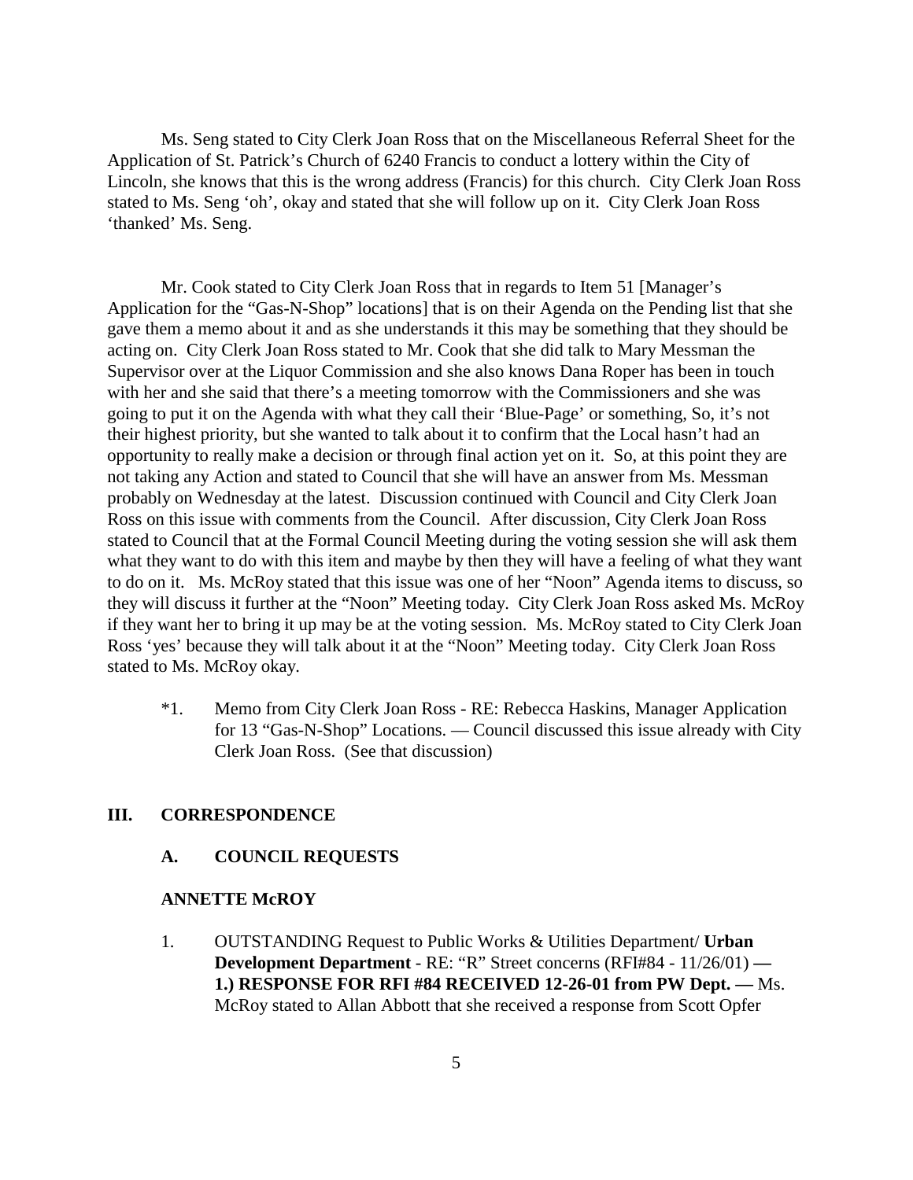Ms. Seng stated to City Clerk Joan Ross that on the Miscellaneous Referral Sheet for the Application of St. Patrick's Church of 6240 Francis to conduct a lottery within the City of Lincoln, she knows that this is the wrong address (Francis) for this church. City Clerk Joan Ross stated to Ms. Seng 'oh', okay and stated that she will follow up on it. City Clerk Joan Ross 'thanked' Ms. Seng.

Mr. Cook stated to City Clerk Joan Ross that in regards to Item 51 [Manager's Application for the "Gas-N-Shop" locations] that is on their Agenda on the Pending list that she gave them a memo about it and as she understands it this may be something that they should be acting on. City Clerk Joan Ross stated to Mr. Cook that she did talk to Mary Messman the Supervisor over at the Liquor Commission and she also knows Dana Roper has been in touch with her and she said that there's a meeting tomorrow with the Commissioners and she was going to put it on the Agenda with what they call their 'Blue-Page' or something, So, it's not their highest priority, but she wanted to talk about it to confirm that the Local hasn't had an opportunity to really make a decision or through final action yet on it. So, at this point they are not taking any Action and stated to Council that she will have an answer from Ms. Messman probably on Wednesday at the latest. Discussion continued with Council and City Clerk Joan Ross on this issue with comments from the Council. After discussion, City Clerk Joan Ross stated to Council that at the Formal Council Meeting during the voting session she will ask them what they want to do with this item and maybe by then they will have a feeling of what they want to do on it. Ms. McRoy stated that this issue was one of her "Noon" Agenda items to discuss, so they will discuss it further at the "Noon" Meeting today. City Clerk Joan Ross asked Ms. McRoy if they want her to bring it up may be at the voting session. Ms. McRoy stated to City Clerk Joan Ross 'yes' because they will talk about it at the "Noon" Meeting today. City Clerk Joan Ross stated to Ms. McRoy okay.

*1. Memo from City Clerk Joan Ross - RE: Rebecca Haskins, Manager Application for 13 "Gas-N-Shop" Locations. — Council discussed this issue already with City Clerk Joan Ross. (See that discussion)

## III. CORRESPONDENCE

### A. COUNCIL REQUESTS

#### ANNETTE McROY

1. OUTSTANDING Request to Public Works & Utilities Department/ **Urban Development Department** - RE: "R" Street concerns (RFI#84 - 11/26/01) **— 1.) RESPONSE FOR RFI #84 RECEIVED 12-26-01 from PW Dept. —** Ms. McRoy stated to Allan Abbott that she received a response from Scott Opfer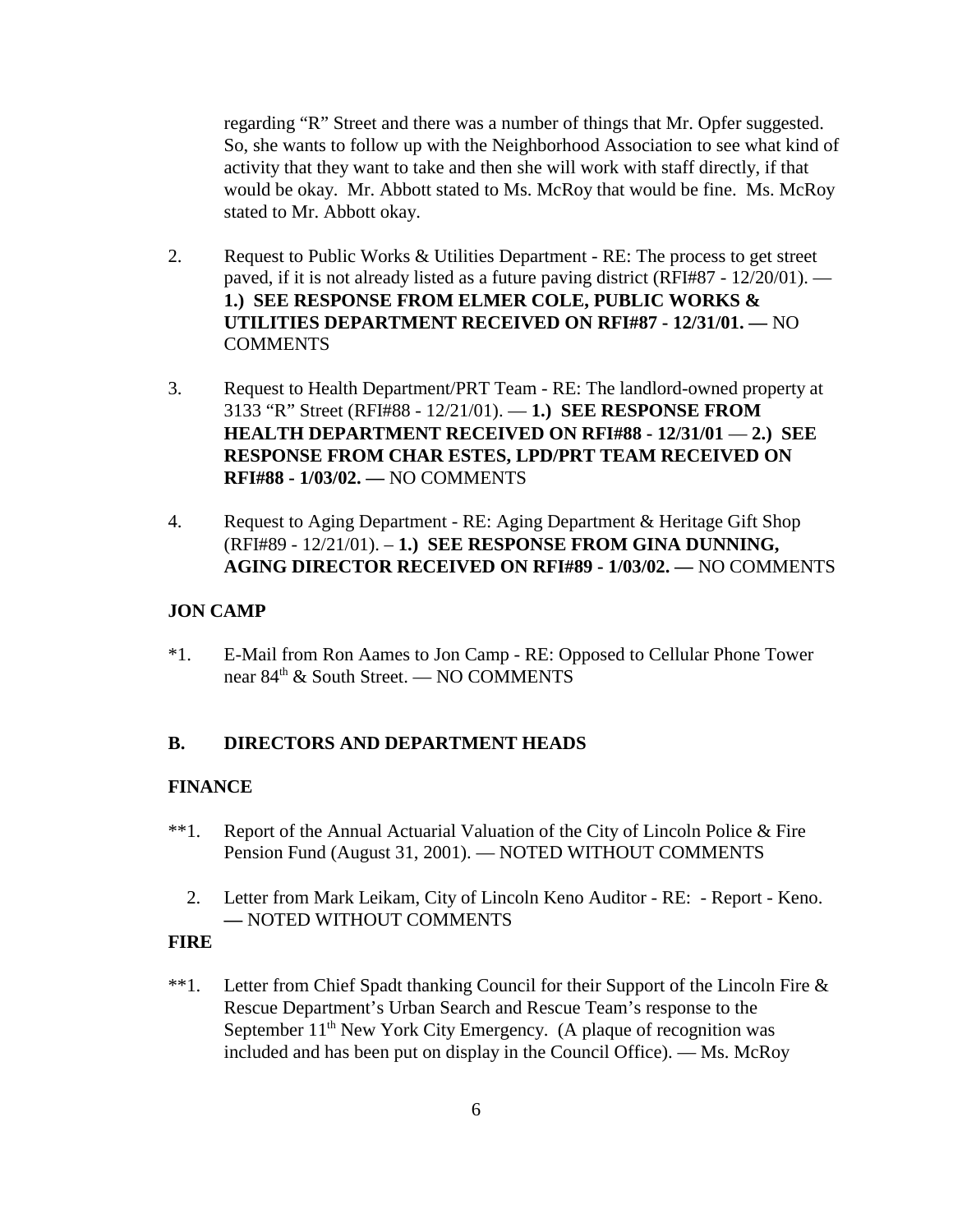regarding "R" Street and there was a number of things that Mr. Opfer suggested. So, she wants to follow up with the Neighborhood Association to see what kind of activity that they want to take and then she will work with staff directly, if that would be okay. Mr. Abbott stated to Ms. McRoy that would be fine. Ms. McRoy stated to Mr. Abbott okay.

2. Request to Public Works & Utilities Department - RE: The process to get street paved, if it is not already listed as a future paving district (RFI#87 - 12/20/01). — **1.) SEE RESPONSE FROM ELMER COLE, PUBLIC WORKS & UTILITIES DEPARTMENT RECEIVED ON RFI#87 - 12/31/01. —** NO COMMENTS

3. Request to Health Department/PRT Team - RE: The landlord-owned property at 3133 "R" Street (RFI#88 - 12/21/01). — **1.) SEE RESPONSE FROM HEALTH DEPARTMENT RECEIVED ON RFI#88 - 12/31/01** — **2.) SEE RESPONSE FROM CHAR ESTES, LPD/PRT TEAM RECEIVED ON RFI#88 - 1/03/02. —** NO COMMENTS

4. Request to Aging Department - RE: Aging Department & Heritage Gift Shop (RFI#89 - 12/21/01). – **1.) SEE RESPONSE FROM GINA DUNNING, AGING DIRECTOR RECEIVED ON RFI#89 - 1/03/02. —** NO COMMENTS

**JON CAMP**

*1. E-Mail from Ron Aames to Jon Camp - RE: Opposed to Cellular Phone Tower near 84th & South Street. — NO COMMENTS

**B. DIRECTORS AND DEPARTMENT HEADS**

**FINANCE**

**1. Report of the Annual Actuarial Valuation of the City of Lincoln Police & Fire Pension Fund (August 31, 2001). — NOTED WITHOUT COMMENTS

2. Letter from Mark Leikam, City of Lincoln Keno Auditor - RE: - Report - Keno. — NOTED WITHOUT COMMENTS

**FIRE**

**1. Letter from Chief Spadt thanking Council for their Support of the Lincoln Fire & Rescue Department's Urban Search and Rescue Team's response to the September 11th New York City Emergency. (A plaque of recognition was included and has been put on display in the Council Office). — Ms. McRoy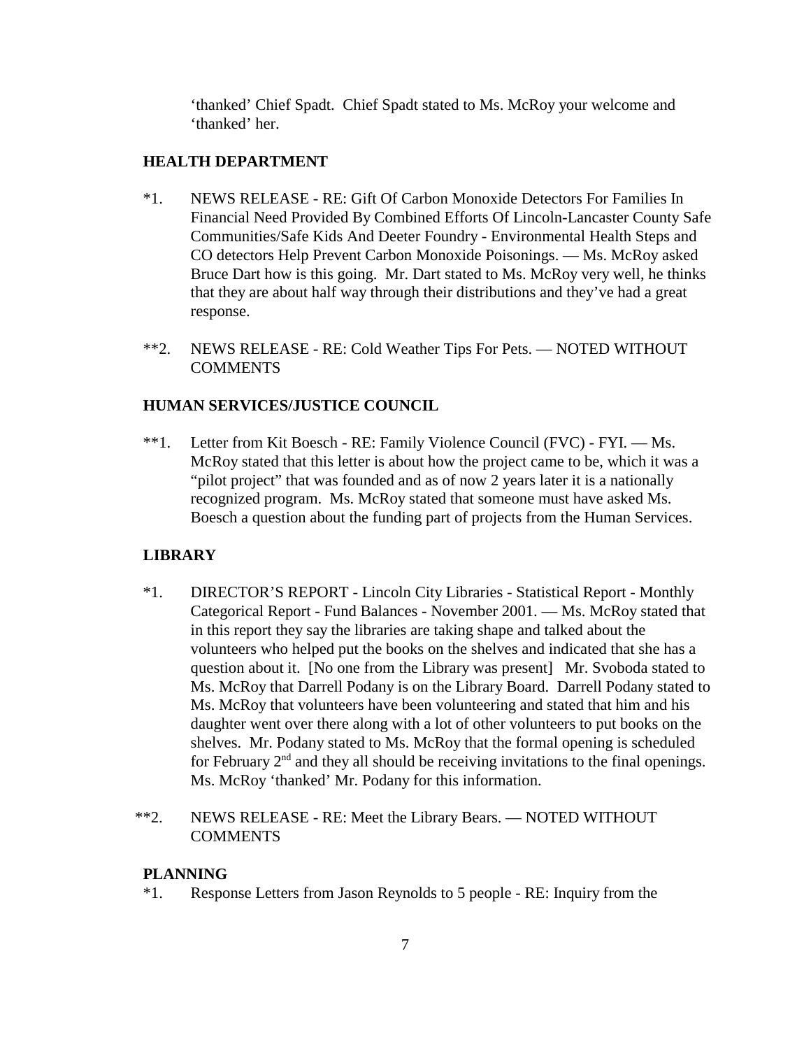'thanked' Chief Spadt. Chief Spadt stated to Ms. McRoy your welcome and 'thanked' her.

**HEALTH DEPARTMENT**

*1. NEWS RELEASE - RE: Gift Of Carbon Monoxide Detectors For Families In Financial Need Provided By Combined Efforts Of Lincoln-Lancaster County Safe Communities/Safe Kids And Deeter Foundry - Environmental Health Steps and CO detectors Help Prevent Carbon Monoxide Poisonings. — Ms. McRoy asked Bruce Dart how is this going. Mr. Dart stated to Ms. McRoy very well, he thinks that they are about half way through their distributions and they've had a great response.

**2. NEWS RELEASE - RE: Cold Weather Tips For Pets. — NOTED WITHOUT COMMENTS

**HUMAN SERVICES/JUSTICE COUNCIL**

**1. Letter from Kit Boesch - RE: Family Violence Council (FVC) - FYI. — Ms. McRoy stated that this letter is about how the project came to be, which it was a "pilot project" that was founded and as of now 2 years later it is a nationally recognized program. Ms. McRoy stated that someone must have asked Ms. Boesch a question about the funding part of projects from the Human Services.

**LIBRARY**

*1. DIRECTOR'S REPORT - Lincoln City Libraries - Statistical Report - Monthly Categorical Report - Fund Balances - November 2001. — Ms. McRoy stated that in this report they say the libraries are taking shape and talked about the volunteers who helped put the books on the shelves and indicated that she has a question about it. [No one from the Library was present] Mr. Svoboda stated to Ms. McRoy that Darrell Podany is on the Library Board. Darrell Podany stated to Ms. McRoy that volunteers have been volunteering and stated that him and his daughter went over there along with a lot of other volunteers to put books on the shelves. Mr. Podany stated to Ms. McRoy that the formal opening is scheduled for February 2nd and they all should be receiving invitations to the final openings. Ms. McRoy 'thanked' Mr. Podany for this information.

**2. NEWS RELEASE - RE: Meet the Library Bears. — NOTED WITHOUT COMMENTS

**PLANNING**

*1. Response Letters from Jason Reynolds to 5 people - RE: Inquiry from the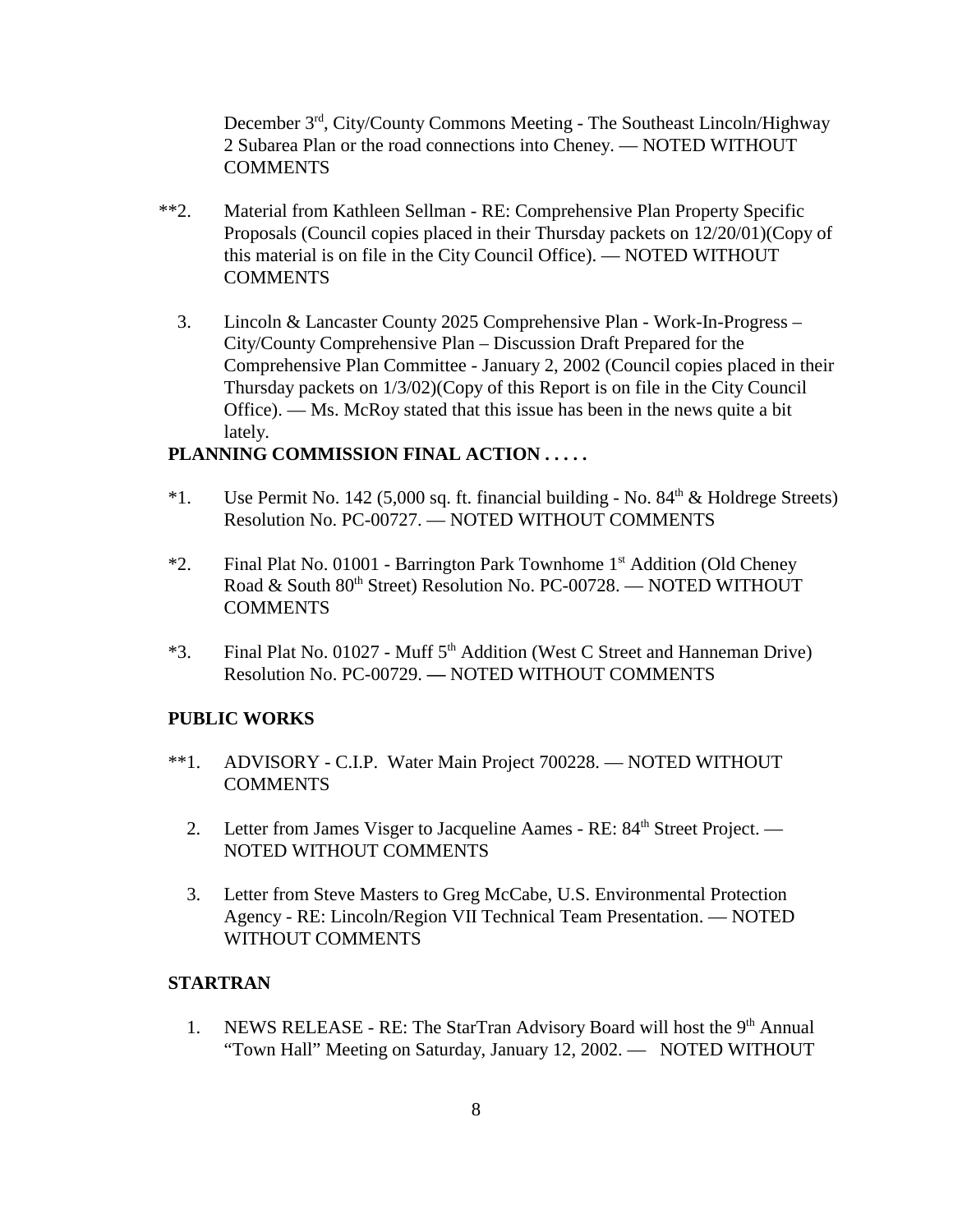December 3rd, City/County Commons Meeting - The Southeast Lincoln/Highway 2 Subarea Plan or the road connections into Cheney. — NOTED WITHOUT COMMENTS

**2. Material from Kathleen Sellman - RE: Comprehensive Plan Property Specific Proposals (Council copies placed in their Thursday packets on 12/20/01)(Copy of this material is on file in the City Council Office). — NOTED WITHOUT COMMENTS

3. Lincoln & Lancaster County 2025 Comprehensive Plan - Work-In-Progress – City/County Comprehensive Plan – Discussion Draft Prepared for the Comprehensive Plan Committee - January 2, 2002 (Council copies placed in their Thursday packets on 1/3/02)(Copy of this Report is on file in the City Council Office). — Ms. McRoy stated that this issue has been in the news quite a bit lately.

**PLANNING COMMISSION FINAL ACTION . . . . .**

*1. Use Permit No. 142 (5,000 sq. ft. financial building - No. 84th & Holdrege Streets) Resolution No. PC-00727. — NOTED WITHOUT COMMENTS

*2. Final Plat No. 01001 - Barrington Park Townhome 1st Addition (Old Cheney Road & South 80th Street) Resolution No. PC-00728. — NOTED WITHOUT COMMENTS

*3. Final Plat No. 01027 - Muff 5th Addition (West C Street and Hanneman Drive) Resolution No. PC-00729. — NOTED WITHOUT COMMENTS

**PUBLIC WORKS**

**1. ADVISORY - C.I.P. Water Main Project 700228. — NOTED WITHOUT COMMENTS

2. Letter from James Visger to Jacqueline Aames - RE: 84th Street Project. — NOTED WITHOUT COMMENTS

3. Letter from Steve Masters to Greg McCabe, U.S. Environmental Protection Agency - RE: Lincoln/Region VII Technical Team Presentation. — NOTED WITHOUT COMMENTS

**STARTRAN**

1. NEWS RELEASE - RE: The StarTran Advisory Board will host the 9th Annual “Town Hall” Meeting on Saturday, January 12, 2002. — NOTED WITHOUT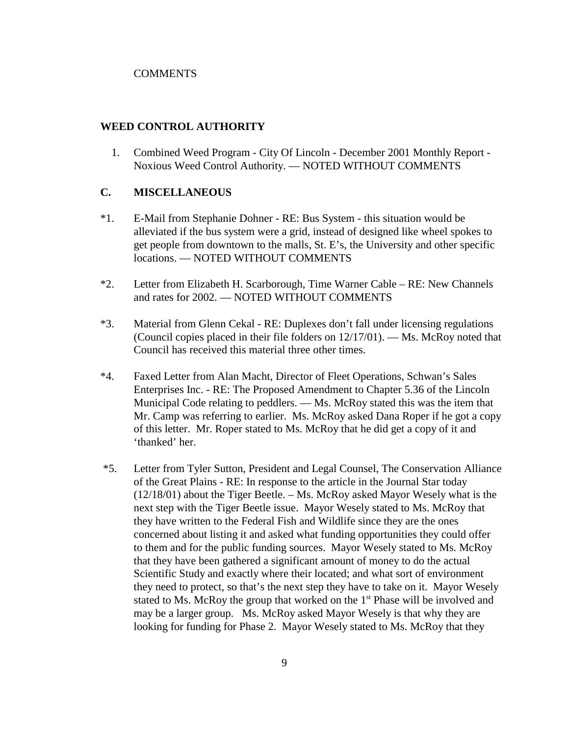COMMENTS

**WEED CONTROL AUTHORITY**

1. Combined Weed Program - City Of Lincoln - December 2001 Monthly Report - Noxious Weed Control Authority. — NOTED WITHOUT COMMENTS

**C. MISCELLANEOUS**

*1. E-Mail from Stephanie Dohner - RE: Bus System - this situation would be alleviated if the bus system were a grid, instead of designed like wheel spokes to get people from downtown to the malls, St. E's, the University and other specific locations. — NOTED WITHOUT COMMENTS

*2. Letter from Elizabeth H. Scarborough, Time Warner Cable – RE: New Channels and rates for 2002. — NOTED WITHOUT COMMENTS

*3. Material from Glenn Cekal - RE: Duplexes don't fall under licensing regulations (Council copies placed in their file folders on 12/17/01). — Ms. McRoy noted that Council has received this material three other times.

*4. Faxed Letter from Alan Macht, Director of Fleet Operations, Schwan's Sales Enterprises Inc. - RE: The Proposed Amendment to Chapter 5.36 of the Lincoln Municipal Code relating to peddlers. — Ms. McRoy stated this was the item that Mr. Camp was referring to earlier. Ms. McRoy asked Dana Roper if he got a copy of this letter. Mr. Roper stated to Ms. McRoy that he did get a copy of it and 'thanked' her.

*5. Letter from Tyler Sutton, President and Legal Counsel, The Conservation Alliance of the Great Plains - RE: In response to the article in the Journal Star today (12/18/01) about the Tiger Beetle. – Ms. McRoy asked Mayor Wesely what is the next step with the Tiger Beetle issue. Mayor Wesely stated to Ms. McRoy that they have written to the Federal Fish and Wildlife since they are the ones concerned about listing it and asked what funding opportunities they could offer to them and for the public funding sources. Mayor Wesely stated to Ms. McRoy that they have been gathered a significant amount of money to do the actual Scientific Study and exactly where their located; and what sort of environment they need to protect, so that's the next step they have to take on it. Mayor Wesely stated to Ms. McRoy the group that worked on the 1st Phase will be involved and may be a larger group. Ms. McRoy asked Mayor Wesely is that why they are looking for funding for Phase 2. Mayor Wesely stated to Ms. McRoy that they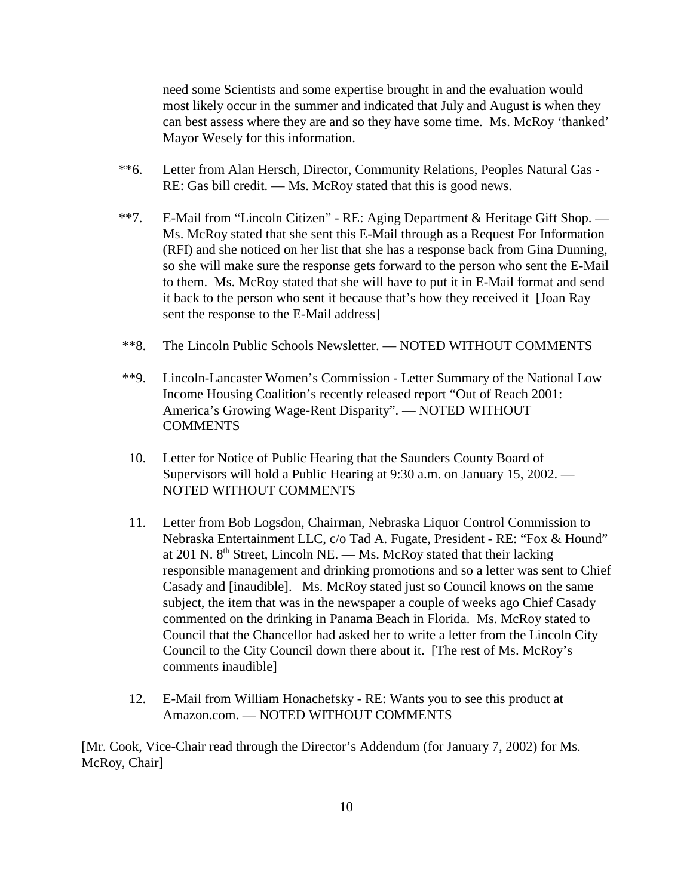need some Scientists and some expertise brought in and the evaluation would most likely occur in the summer and indicated that July and August is when they can best assess where they are and so they have some time. Ms. McRoy 'thanked' Mayor Wesely for this information.

**6. Letter from Alan Hersch, Director, Community Relations, Peoples Natural Gas - RE: Gas bill credit. — Ms. McRoy stated that this is good news.

**7. E-Mail from "Lincoln Citizen" - RE: Aging Department & Heritage Gift Shop. — Ms. McRoy stated that she sent this E-Mail through as a Request For Information (RFI) and she noticed on her list that she has a response back from Gina Dunning, so she will make sure the response gets forward to the person who sent the E-Mail to them. Ms. McRoy stated that she will have to put it in E-Mail format and send it back to the person who sent it because that's how they received it [Joan Ray sent the response to the E-Mail address]

**8. The Lincoln Public Schools Newsletter. — NOTED WITHOUT COMMENTS

**9. Lincoln-Lancaster Women's Commission - Letter Summary of the National Low Income Housing Coalition's recently released report "Out of Reach 2001: America's Growing Wage-Rent Disparity". — NOTED WITHOUT COMMENTS

10. Letter for Notice of Public Hearing that the Saunders County Board of Supervisors will hold a Public Hearing at 9:30 a.m. on January 15, 2002. — NOTED WITHOUT COMMENTS

11. Letter from Bob Logsdon, Chairman, Nebraska Liquor Control Commission to Nebraska Entertainment LLC, c/o Tad A. Fugate, President - RE: "Fox & Hound" at 201 N. 8th Street, Lincoln NE. — Ms. McRoy stated that their lacking responsible management and drinking promotions and so a letter was sent to Chief Casady and [inaudible]. Ms. McRoy stated just so Council knows on the same subject, the item that was in the newspaper a couple of weeks ago Chief Casady commented on the drinking in Panama Beach in Florida. Ms. McRoy stated to Council that the Chancellor had asked her to write a letter from the Lincoln City Council to the City Council down there about it. [The rest of Ms. McRoy's comments inaudible]

12. E-Mail from William Honachefsky - RE: Wants you to see this product at Amazon.com. — NOTED WITHOUT COMMENTS

[Mr. Cook, Vice-Chair read through the Director's Addendum (for January 7, 2002) for Ms. McRoy, Chair]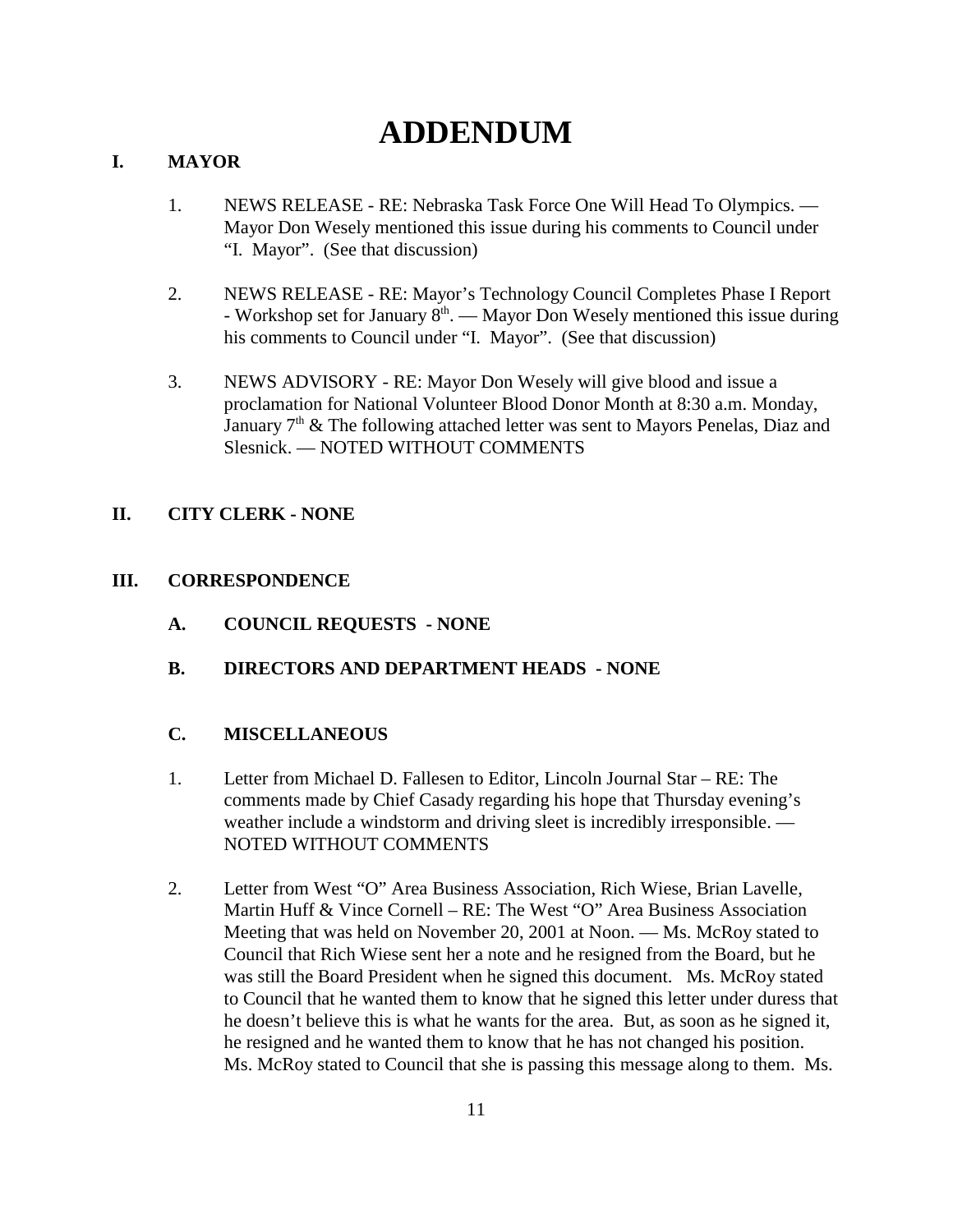# ADDENDUM

## I. MAYOR

1. NEWS RELEASE - RE: Nebraska Task Force One Will Head To Olympics. — Mayor Don Wesely mentioned this issue during his comments to Council under "I. Mayor". (See that discussion)

2. NEWS RELEASE - RE: Mayor's Technology Council Completes Phase I Report - Workshop set for January 8th. — Mayor Don Wesely mentioned this issue during his comments to Council under "I. Mayor". (See that discussion)

3. NEWS ADVISORY - RE: Mayor Don Wesely will give blood and issue a proclamation for National Volunteer Blood Donor Month at 8:30 a.m. Monday, January 7th & The following attached letter was sent to Mayors Penelas, Diaz and Slesnick. — NOTED WITHOUT COMMENTS

## II. CITY CLERK - NONE

## III. CORRESPONDENCE

### A. COUNCIL REQUESTS - NONE

### B. DIRECTORS AND DEPARTMENT HEADS - NONE

### C. MISCELLANEOUS

1. Letter from Michael D. Fallesen to Editor, Lincoln Journal Star – RE: The comments made by Chief Casady regarding his hope that Thursday evening's weather include a windstorm and driving sleet is incredibly irresponsible. — NOTED WITHOUT COMMENTS

2. Letter from West "O" Area Business Association, Rich Wiese, Brian Lavelle, Martin Huff & Vince Cornell – RE: The West "O" Area Business Association Meeting that was held on November 20, 2001 at Noon. — Ms. McRoy stated to Council that Rich Wiese sent her a note and he resigned from the Board, but he was still the Board President when he signed this document. Ms. McRoy stated to Council that he wanted them to know that he signed this letter under duress that he doesn't believe this is what he wants for the area. But, as soon as he signed it, he resigned and he wanted them to know that he has not changed his position. Ms. McRoy stated to Council that she is passing this message along to them. Ms.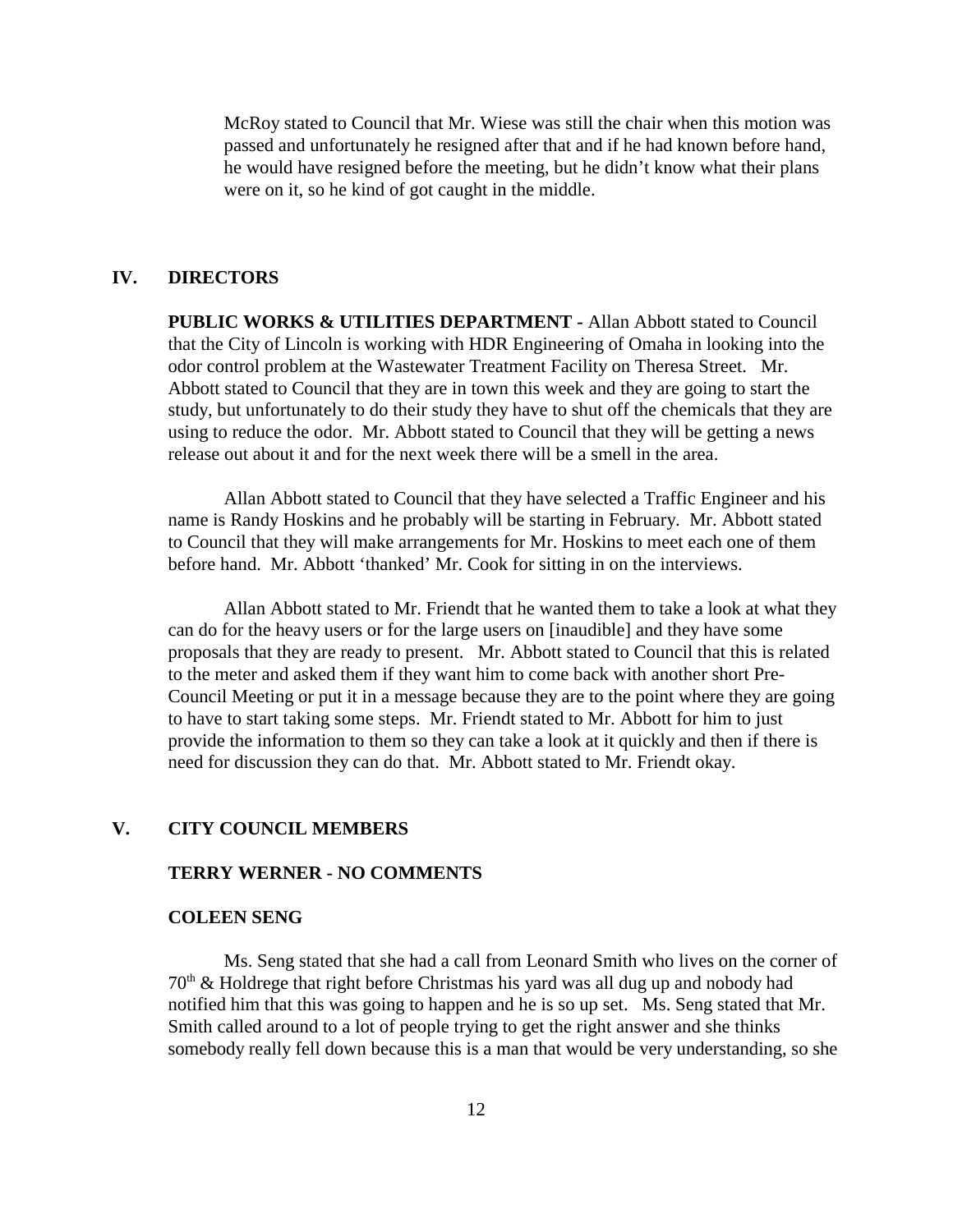McRoy stated to Council that Mr. Wiese was still the chair when this motion was passed and unfortunately he resigned after that and if he had known before hand, he would have resigned before the meeting, but he didn't know what their plans were on it, so he kind of got caught in the middle.

## IV. DIRECTORS

**PUBLIC WORKS & UTILITIES DEPARTMENT -** Allan Abbott stated to Council that the City of Lincoln is working with HDR Engineering of Omaha in looking into the odor control problem at the Wastewater Treatment Facility on Theresa Street. Mr. Abbott stated to Council that they are in town this week and they are going to start the study, but unfortunately to do their study they have to shut off the chemicals that they are using to reduce the odor. Mr. Abbott stated to Council that they will be getting a news release out about it and for the next week there will be a smell in the area.

Allan Abbott stated to Council that they have selected a Traffic Engineer and his name is Randy Hoskins and he probably will be starting in February. Mr. Abbott stated to Council that they will make arrangements for Mr. Hoskins to meet each one of them before hand. Mr. Abbott 'thanked' Mr. Cook for sitting in on the interviews.

Allan Abbott stated to Mr. Friendt that he wanted them to take a look at what they can do for the heavy users or for the large users on [inaudible] and they have some proposals that they are ready to present. Mr. Abbott stated to Council that this is related to the meter and asked them if they want him to come back with another short Pre-Council Meeting or put it in a message because they are to the point where they are going to have to start taking some steps. Mr. Friendt stated to Mr. Abbott for him to just provide the information to them so they can take a look at it quickly and then if there is need for discussion they can do that. Mr. Abbott stated to Mr. Friendt okay.

## V. CITY COUNCIL MEMBERS

### TERRY WERNER - NO COMMENTS

### COLEEN SENG

Ms. Seng stated that she had a call from Leonard Smith who lives on the corner of 70th & Holdrege that right before Christmas his yard was all dug up and nobody had notified him that this was going to happen and he is so up set. Ms. Seng stated that Mr. Smith called around to a lot of people trying to get the right answer and she thinks somebody really fell down because this is a man that would be very understanding, so she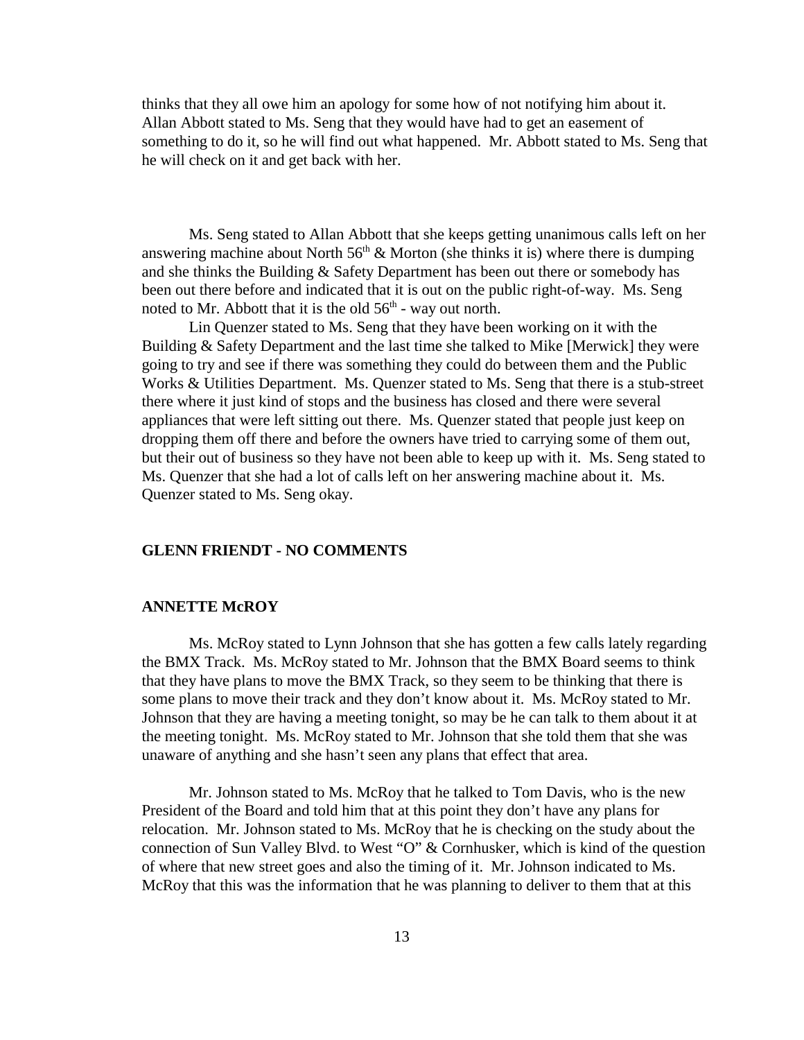thinks that they all owe him an apology for some how of not notifying him about it. Allan Abbott stated to Ms. Seng that they would have had to get an easement of something to do it, so he will find out what happened. Mr. Abbott stated to Ms. Seng that he will check on it and get back with her.

Ms. Seng stated to Allan Abbott that she keeps getting unanimous calls left on her answering machine about North 56th & Morton (she thinks it is) where there is dumping and she thinks the Building & Safety Department has been out there or somebody has been out there before and indicated that it is out on the public right-of-way. Ms. Seng noted to Mr. Abbott that it is the old 56th - way out north.

Lin Quenzer stated to Ms. Seng that they have been working on it with the Building & Safety Department and the last time she talked to Mike [Merwick] they were going to try and see if there was something they could do between them and the Public Works & Utilities Department. Ms. Quenzer stated to Ms. Seng that there is a stub-street there where it just kind of stops and the business has closed and there were several appliances that were left sitting out there. Ms. Quenzer stated that people just keep on dropping them off there and before the owners have tried to carrying some of them out, but their out of business so they have not been able to keep up with it. Ms. Seng stated to Ms. Quenzer that she had a lot of calls left on her answering machine about it. Ms. Quenzer stated to Ms. Seng okay.

**GLENN FRIENDT - NO COMMENTS**

**ANNETTE McROY**

Ms. McRoy stated to Lynn Johnson that she has gotten a few calls lately regarding the BMX Track. Ms. McRoy stated to Mr. Johnson that the BMX Board seems to think that they have plans to move the BMX Track, so they seem to be thinking that there is some plans to move their track and they don't know about it. Ms. McRoy stated to Mr. Johnson that they are having a meeting tonight, so may be he can talk to them about it at the meeting tonight. Ms. McRoy stated to Mr. Johnson that she told them that she was unaware of anything and she hasn't seen any plans that effect that area.

Mr. Johnson stated to Ms. McRoy that he talked to Tom Davis, who is the new President of the Board and told him that at this point they don't have any plans for relocation. Mr. Johnson stated to Ms. McRoy that he is checking on the study about the connection of Sun Valley Blvd. to West "O" & Cornhusker, which is kind of the question of where that new street goes and also the timing of it. Mr. Johnson indicated to Ms. McRoy that this was the information that he was planning to deliver to them that at this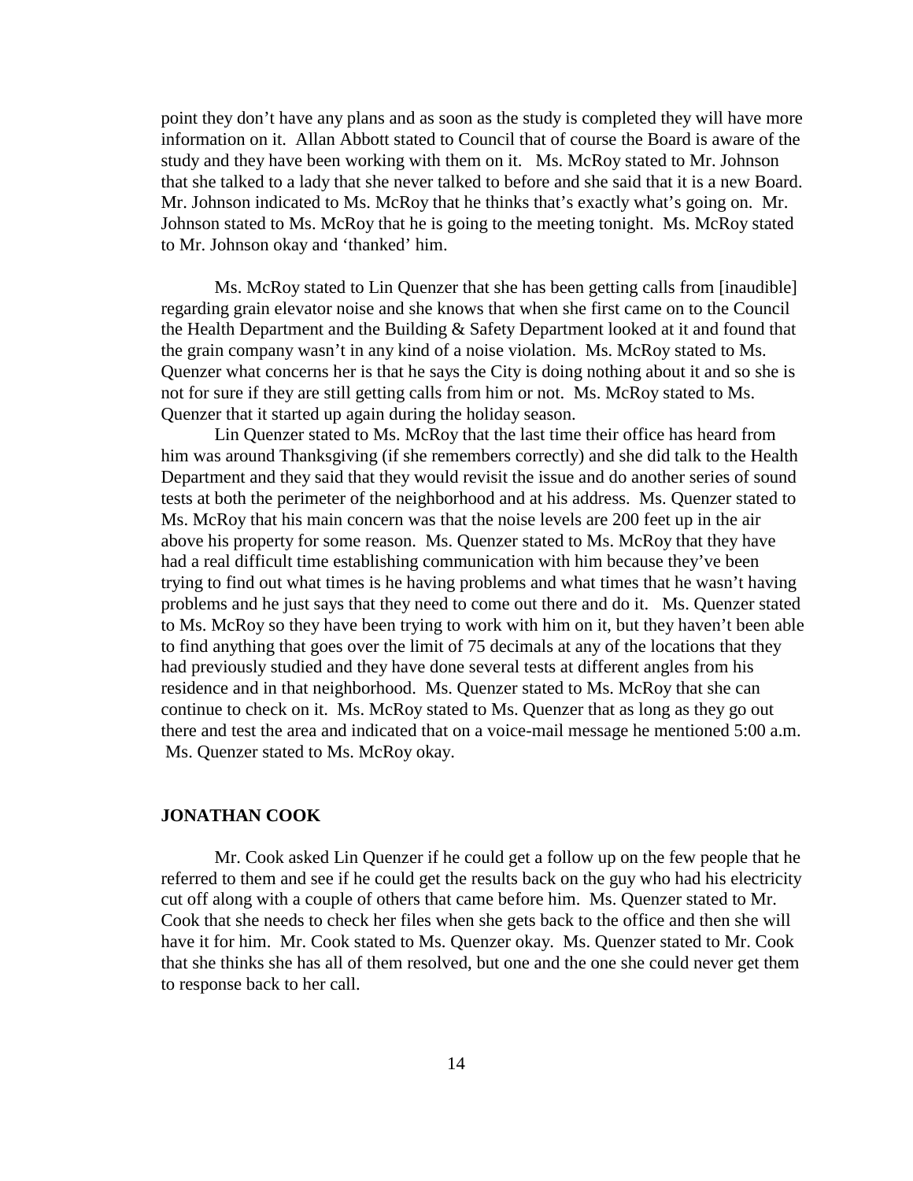point they don't have any plans and as soon as the study is completed they will have more information on it. Allan Abbott stated to Council that of course the Board is aware of the study and they have been working with them on it. Ms. McRoy stated to Mr. Johnson that she talked to a lady that she never talked to before and she said that it is a new Board. Mr. Johnson indicated to Ms. McRoy that he thinks that's exactly what's going on. Mr. Johnson stated to Ms. McRoy that he is going to the meeting tonight. Ms. McRoy stated to Mr. Johnson okay and 'thanked' him.

Ms. McRoy stated to Lin Quenzer that she has been getting calls from [inaudible] regarding grain elevator noise and she knows that when she first came on to the Council the Health Department and the Building & Safety Department looked at it and found that the grain company wasn't in any kind of a noise violation. Ms. McRoy stated to Ms. Quenzer what concerns her is that he says the City is doing nothing about it and so she is not for sure if they are still getting calls from him or not. Ms. McRoy stated to Ms. Quenzer that it started up again during the holiday season.

Lin Quenzer stated to Ms. McRoy that the last time their office has heard from him was around Thanksgiving (if she remembers correctly) and she did talk to the Health Department and they said that they would revisit the issue and do another series of sound tests at both the perimeter of the neighborhood and at his address. Ms. Quenzer stated to Ms. McRoy that his main concern was that the noise levels are 200 feet up in the air above his property for some reason. Ms. Quenzer stated to Ms. McRoy that they have had a real difficult time establishing communication with him because they've been trying to find out what times is he having problems and what times that he wasn't having problems and he just says that they need to come out there and do it. Ms. Quenzer stated to Ms. McRoy so they have been trying to work with him on it, but they haven't been able to find anything that goes over the limit of 75 decimals at any of the locations that they had previously studied and they have done several tests at different angles from his residence and in that neighborhood. Ms. Quenzer stated to Ms. McRoy that she can continue to check on it. Ms. McRoy stated to Ms. Quenzer that as long as they go out there and test the area and indicated that on a voice-mail message he mentioned 5:00 a.m. Ms. Quenzer stated to Ms. McRoy okay.

**JONATHAN COOK**

Mr. Cook asked Lin Quenzer if he could get a follow up on the few people that he referred to them and see if he could get the results back on the guy who had his electricity cut off along with a couple of others that came before him. Ms. Quenzer stated to Mr. Cook that she needs to check her files when she gets back to the office and then she will have it for him. Mr. Cook stated to Ms. Quenzer okay. Ms. Quenzer stated to Mr. Cook that she thinks she has all of them resolved, but one and the one she could never get them to response back to her call.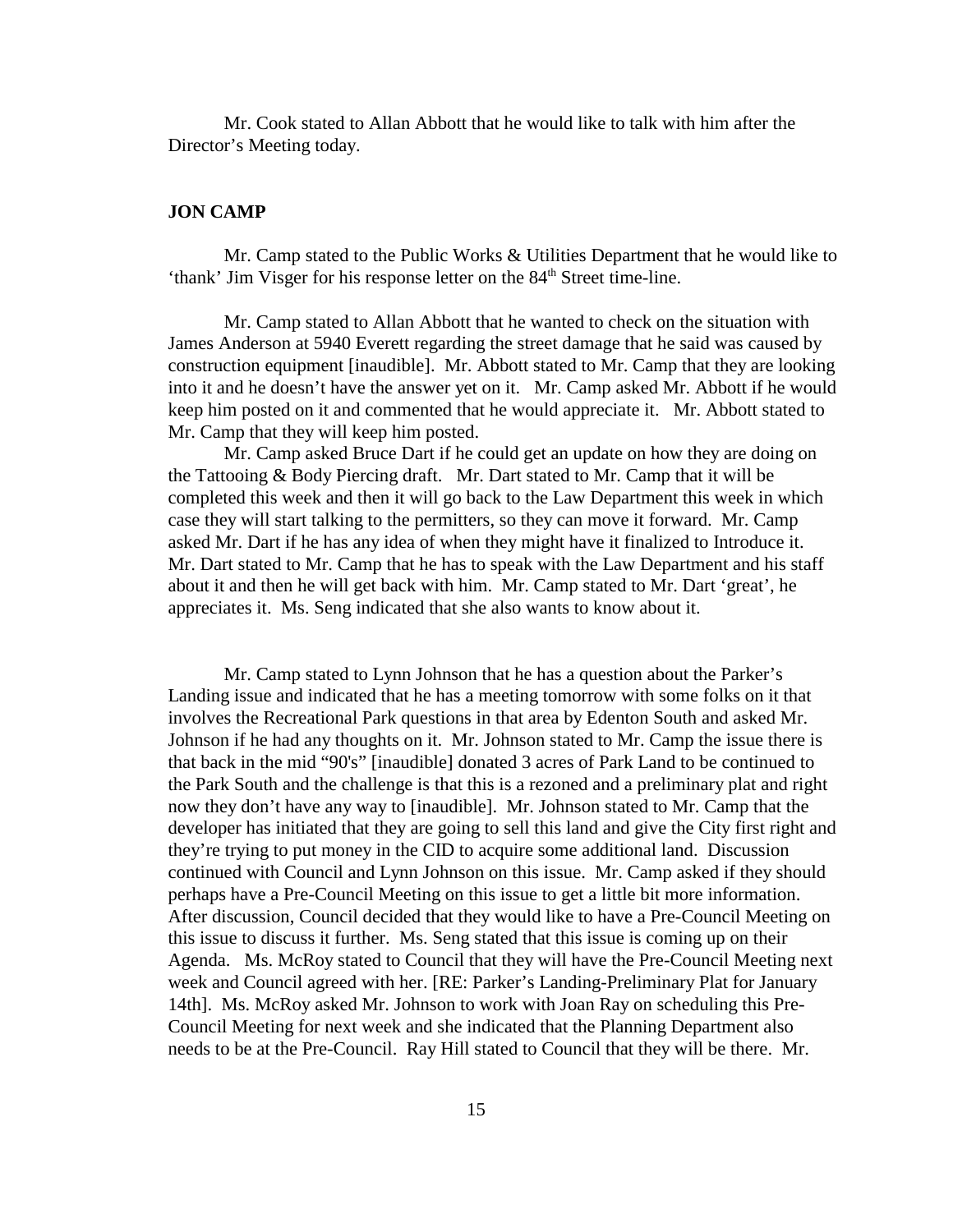Mr. Cook stated to Allan Abbott that he would like to talk with him after the Director's Meeting today.

**JON CAMP**

Mr. Camp stated to the Public Works & Utilities Department that he would like to 'thank' Jim Visger for his response letter on the 84th Street time-line.

Mr. Camp stated to Allan Abbott that he wanted to check on the situation with James Anderson at 5940 Everett regarding the street damage that he said was caused by construction equipment [inaudible]. Mr. Abbott stated to Mr. Camp that they are looking into it and he doesn't have the answer yet on it. Mr. Camp asked Mr. Abbott if he would keep him posted on it and commented that he would appreciate it. Mr. Abbott stated to Mr. Camp that they will keep him posted.

Mr. Camp asked Bruce Dart if he could get an update on how they are doing on the Tattooing & Body Piercing draft. Mr. Dart stated to Mr. Camp that it will be completed this week and then it will go back to the Law Department this week in which case they will start talking to the permitters, so they can move it forward. Mr. Camp asked Mr. Dart if he has any idea of when they might have it finalized to Introduce it. Mr. Dart stated to Mr. Camp that he has to speak with the Law Department and his staff about it and then he will get back with him. Mr. Camp stated to Mr. Dart 'great', he appreciates it. Ms. Seng indicated that she also wants to know about it.

Mr. Camp stated to Lynn Johnson that he has a question about the Parker's Landing issue and indicated that he has a meeting tomorrow with some folks on it that involves the Recreational Park questions in that area by Edenton South and asked Mr. Johnson if he had any thoughts on it. Mr. Johnson stated to Mr. Camp the issue there is that back in the mid "90's" [inaudible] donated 3 acres of Park Land to be continued to the Park South and the challenge is that this is a rezoned and a preliminary plat and right now they don't have any way to [inaudible]. Mr. Johnson stated to Mr. Camp that the developer has initiated that they are going to sell this land and give the City first right and they're trying to put money in the CID to acquire some additional land. Discussion continued with Council and Lynn Johnson on this issue. Mr. Camp asked if they should perhaps have a Pre-Council Meeting on this issue to get a little bit more information. After discussion, Council decided that they would like to have a Pre-Council Meeting on this issue to discuss it further. Ms. Seng stated that this issue is coming up on their Agenda. Ms. McRoy stated to Council that they will have the Pre-Council Meeting next week and Council agreed with her. [RE: Parker's Landing-Preliminary Plat for January 14th]. Ms. McRoy asked Mr. Johnson to work with Joan Ray on scheduling this Pre-Council Meeting for next week and she indicated that the Planning Department also needs to be at the Pre-Council. Ray Hill stated to Council that they will be there. Mr.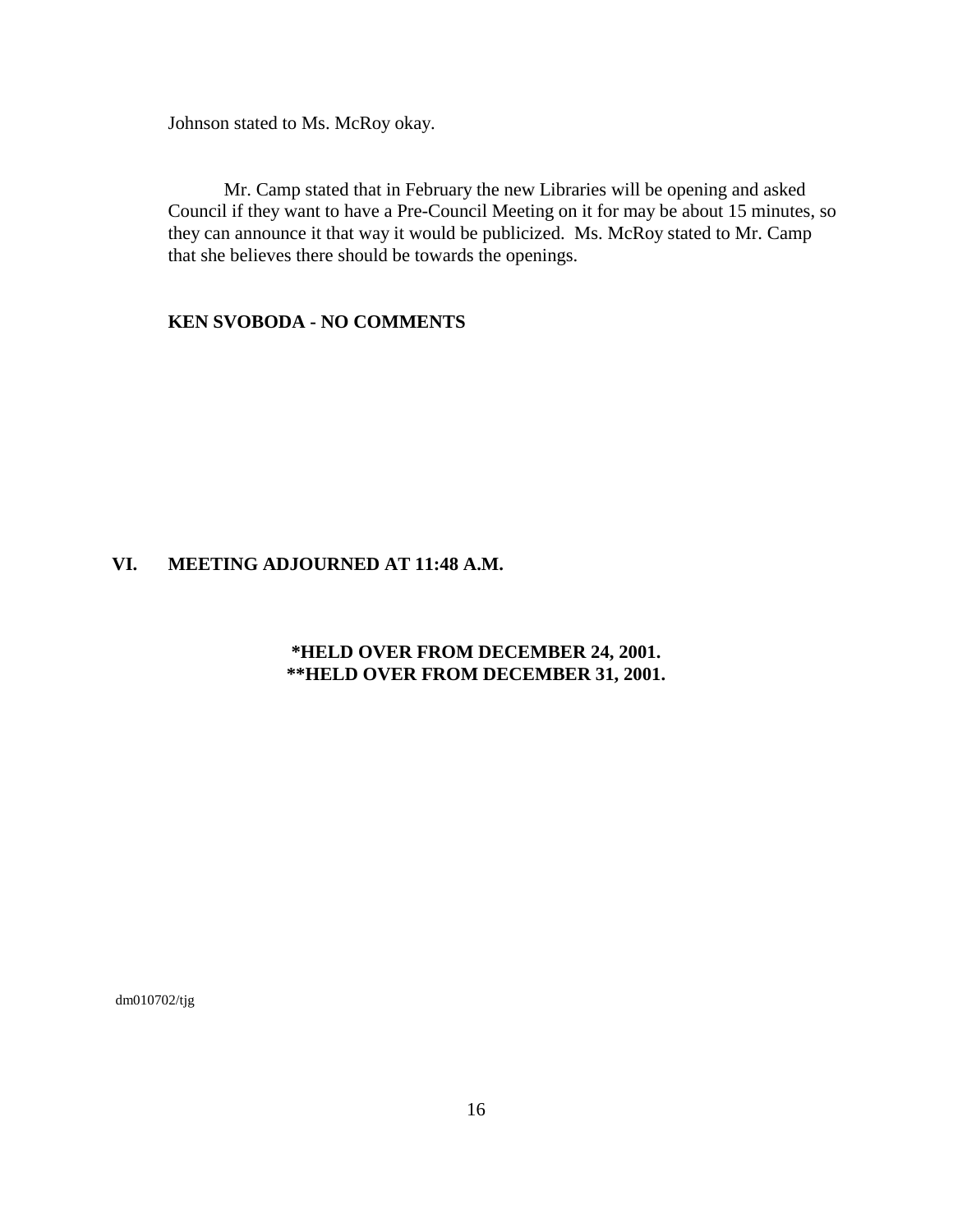Johnson stated to Ms. McRoy okay.

Mr. Camp stated that in February the new Libraries will be opening and asked Council if they want to have a Pre-Council Meeting on it for may be about 15 minutes, so they can announce it that way it would be publicized. Ms. McRoy stated to Mr. Camp that she believes there should be towards the openings.

**KEN SVOBODA - NO COMMENTS**

## VI. MEETING ADJOURNED AT 11:48 A.M.

**\*HELD OVER FROM DECEMBER 24, 2001.**
**\*\*HELD OVER FROM DECEMBER 31, 2001.**

dm010702/tjg